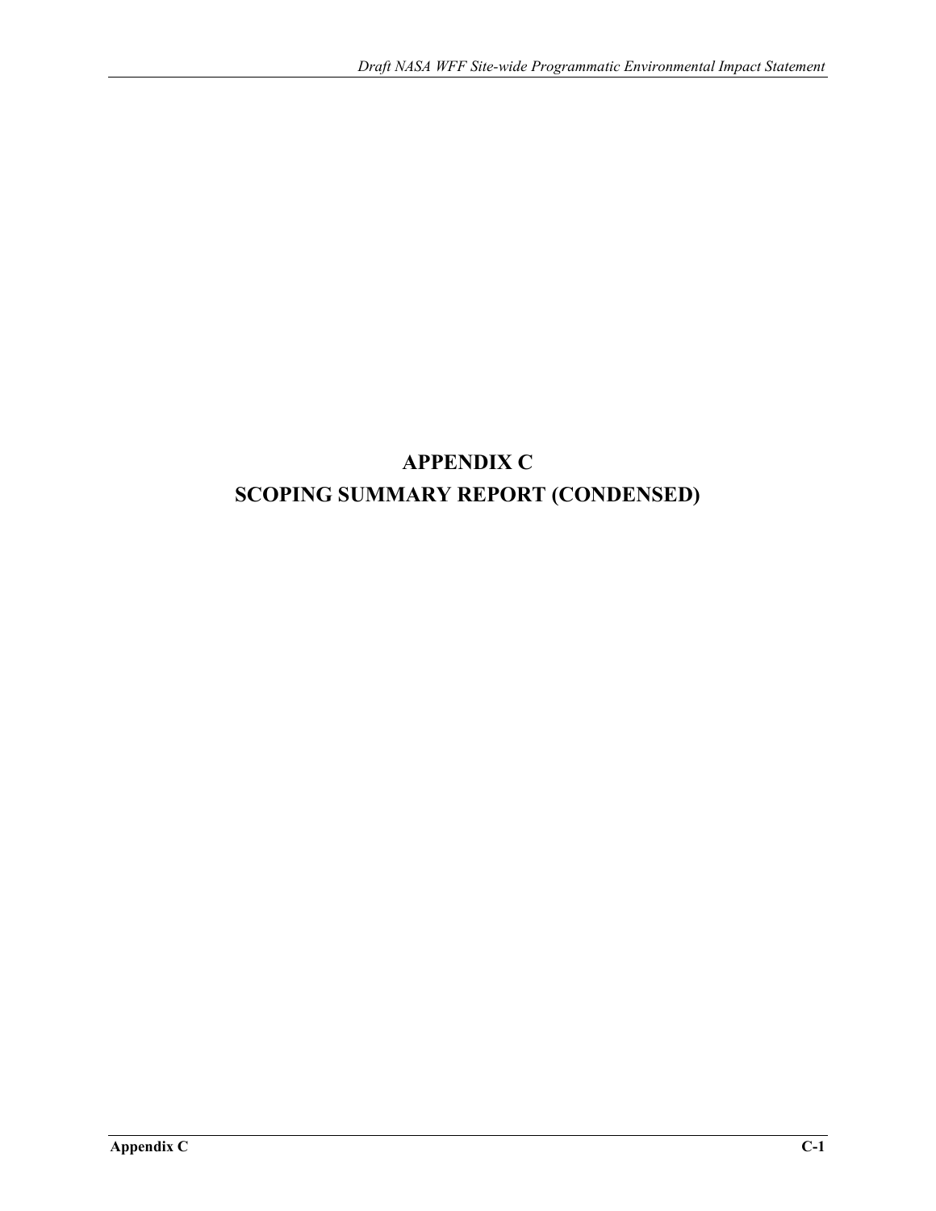# APPENDIX C

# SCOPING SUMMARY REPORT (CONDENSED)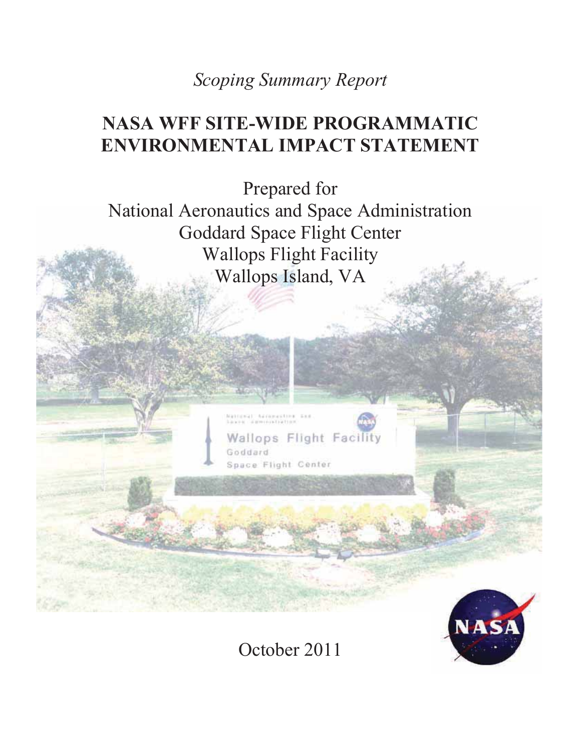*Scoping Summary Report*

# NASA WFF SITE-WIDE PROGRAMMATIC ENVIRONMENTAL IMPACT STATEMENT

Prepared for
National Aeronautics and Space Administration
Goddard Space Flight Center
Wallops Flight Facility
Wallops Island, VA

October 2011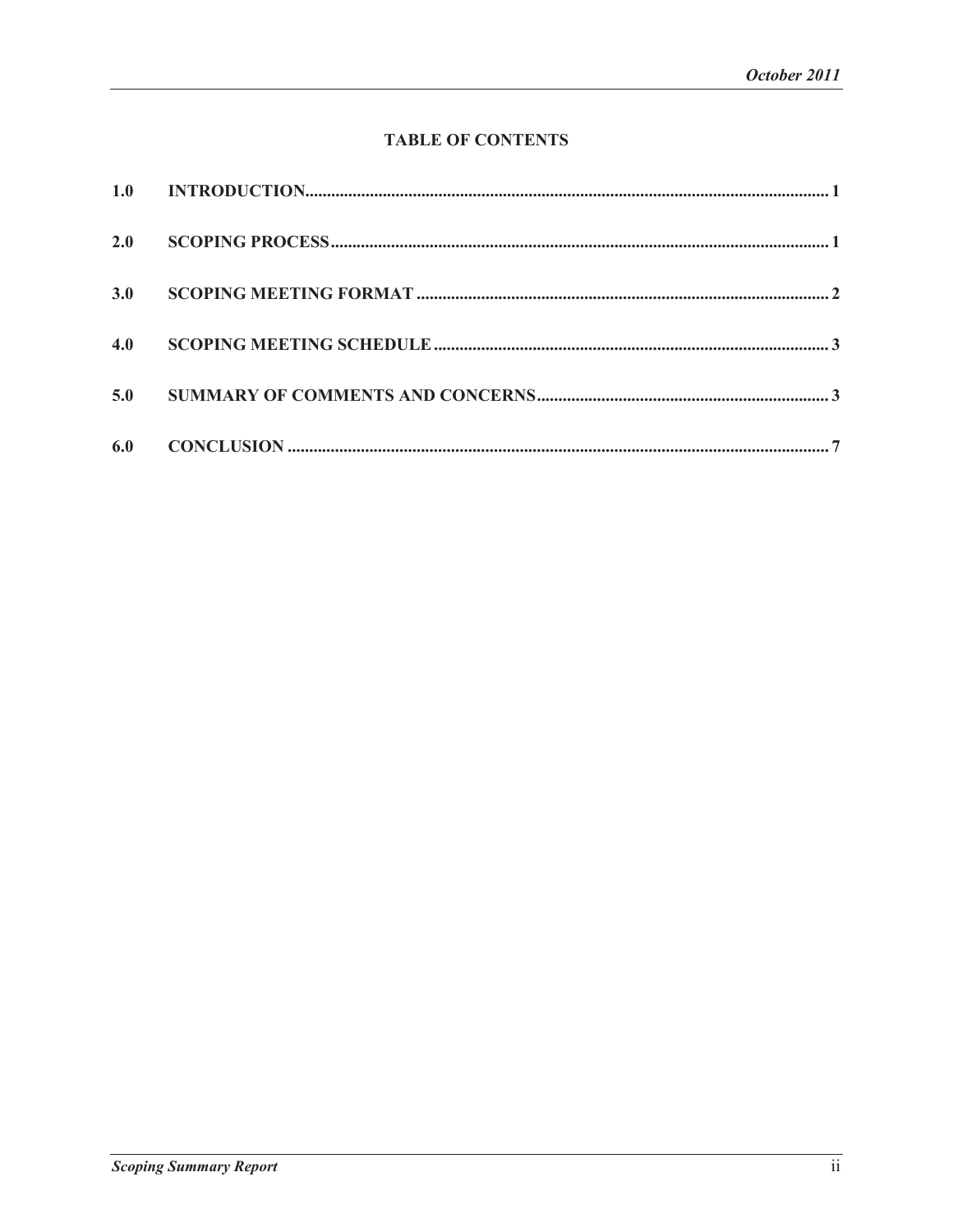## TABLE OF CONTENTS

| | | |
|---|---|---|
| 1.0 | INTRODUCTION | 1 |
| 2.0 | SCOPING PROCESS | 1 |
| 3.0 | SCOPING MEETING FORMAT | 2 |
| 4.0 | SCOPING MEETING SCHEDULE | 3 |
| 5.0 | SUMMARY OF COMMENTS AND CONCERNS | 3 |
| 6.0 | CONCLUSION | 7 |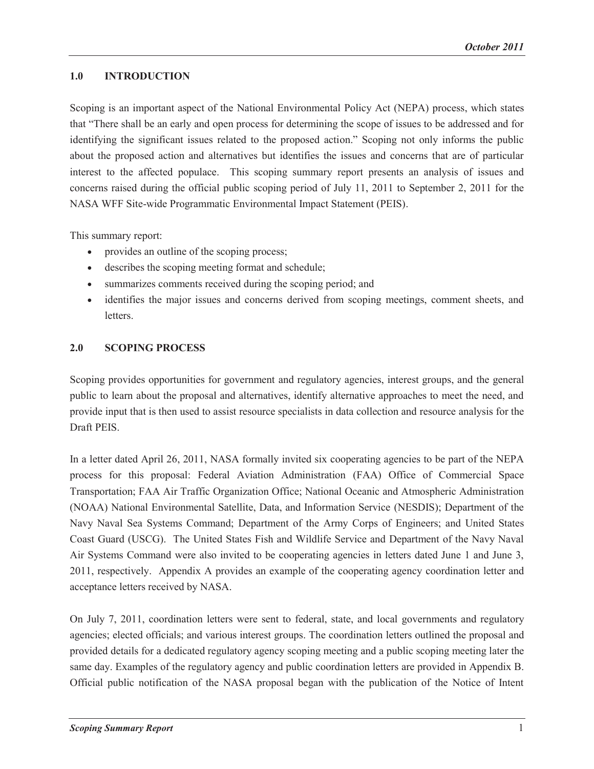## 1.0 INTRODUCTION

Scoping is an important aspect of the National Environmental Policy Act (NEPA) process, which states that "There shall be an early and open process for determining the scope of issues to be addressed and for identifying the significant issues related to the proposed action." Scoping not only informs the public about the proposed action and alternatives but identifies the issues and concerns that are of particular interest to the affected populace. This scoping summary report presents an analysis of issues and concerns raised during the official public scoping period of July 11, 2011 to September 2, 2011 for the NASA WFF Site-wide Programmatic Environmental Impact Statement (PEIS).

This summary report:

- provides an outline of the scoping process;
- describes the scoping meeting format and schedule;
- summarizes comments received during the scoping period; and
- identifies the major issues and concerns derived from scoping meetings, comment sheets, and letters.

## 2.0 SCOPING PROCESS

Scoping provides opportunities for government and regulatory agencies, interest groups, and the general public to learn about the proposal and alternatives, identify alternative approaches to meet the need, and provide input that is then used to assist resource specialists in data collection and resource analysis for the Draft PEIS.

In a letter dated April 26, 2011, NASA formally invited six cooperating agencies to be part of the NEPA process for this proposal: Federal Aviation Administration (FAA) Office of Commercial Space Transportation; FAA Air Traffic Organization Office; National Oceanic and Atmospheric Administration (NOAA) National Environmental Satellite, Data, and Information Service (NESDIS); Department of the Navy Naval Sea Systems Command; Department of the Army Corps of Engineers; and United States Coast Guard (USCG). The United States Fish and Wildlife Service and Department of the Navy Naval Air Systems Command were also invited to be cooperating agencies in letters dated June 1 and June 3, 2011, respectively. Appendix A provides an example of the cooperating agency coordination letter and acceptance letters received by NASA.

On July 7, 2011, coordination letters were sent to federal, state, and local governments and regulatory agencies; elected officials; and various interest groups. The coordination letters outlined the proposal and provided details for a dedicated regulatory agency scoping meeting and a public scoping meeting later the same day. Examples of the regulatory agency and public coordination letters are provided in Appendix B. Official public notification of the NASA proposal began with the publication of the Notice of Intent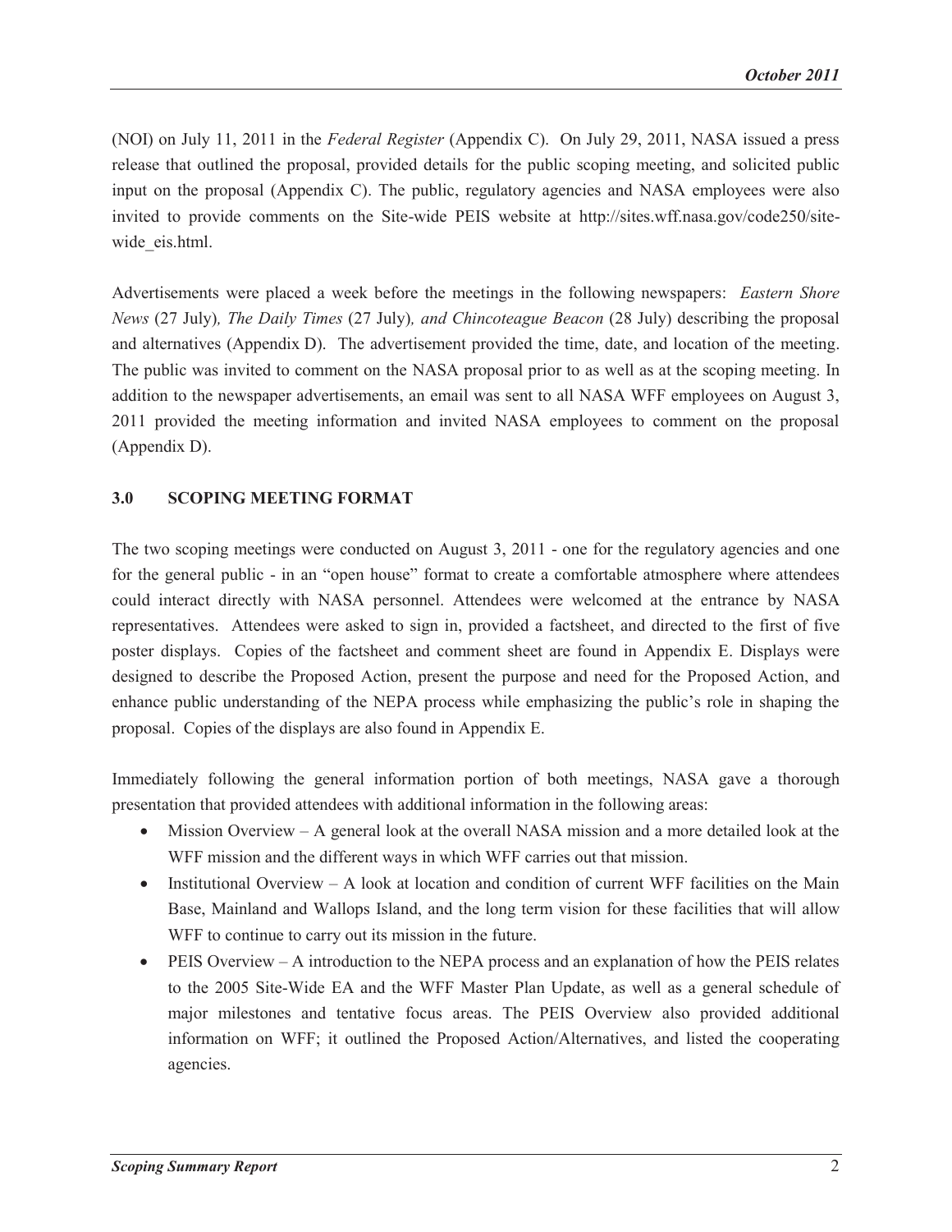(NOI) on July 11, 2011 in the *Federal Register* (Appendix C). On July 29, 2011, NASA issued a press release that outlined the proposal, provided details for the public scoping meeting, and solicited public input on the proposal (Appendix C). The public, regulatory agencies and NASA employees were also invited to provide comments on the Site-wide PEIS website at http://sites.wff.nasa.gov/code250/site-wide_eis.html.

Advertisements were placed a week before the meetings in the following newspapers: *Eastern Shore News* (27 July)*, The Daily Times* (27 July)*, and Chincoteague Beacon* (28 July) describing the proposal and alternatives (Appendix D). The advertisement provided the time, date, and location of the meeting. The public was invited to comment on the NASA proposal prior to as well as at the scoping meeting. In addition to the newspaper advertisements, an email was sent to all NASA WFF employees on August 3, 2011 provided the meeting information and invited NASA employees to comment on the proposal (Appendix D).

## 3.0 SCOPING MEETING FORMAT

The two scoping meetings were conducted on August 3, 2011 - one for the regulatory agencies and one for the general public - in an "open house" format to create a comfortable atmosphere where attendees could interact directly with NASA personnel. Attendees were welcomed at the entrance by NASA representatives. Attendees were asked to sign in, provided a factsheet, and directed to the first of five poster displays. Copies of the factsheet and comment sheet are found in Appendix E. Displays were designed to describe the Proposed Action, present the purpose and need for the Proposed Action, and enhance public understanding of the NEPA process while emphasizing the public's role in shaping the proposal. Copies of the displays are also found in Appendix E.

Immediately following the general information portion of both meetings, NASA gave a thorough presentation that provided attendees with additional information in the following areas:

- Mission Overview – A general look at the overall NASA mission and a more detailed look at the WFF mission and the different ways in which WFF carries out that mission.
- Institutional Overview – A look at location and condition of current WFF facilities on the Main Base, Mainland and Wallops Island, and the long term vision for these facilities that will allow WFF to continue to carry out its mission in the future.
- PEIS Overview – A introduction to the NEPA process and an explanation of how the PEIS relates to the 2005 Site-Wide EA and the WFF Master Plan Update, as well as a general schedule of major milestones and tentative focus areas. The PEIS Overview also provided additional information on WFF; it outlined the Proposed Action/Alternatives, and listed the cooperating agencies.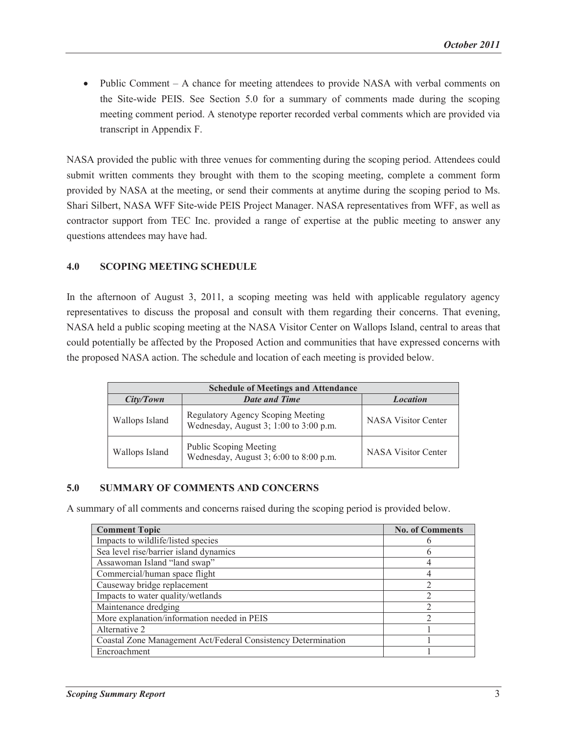- Public Comment – A chance for meeting attendees to provide NASA with verbal comments on the Site-wide PEIS. See Section 5.0 for a summary of comments made during the scoping meeting comment period. A stenotype reporter recorded verbal comments which are provided via transcript in Appendix F.

NASA provided the public with three venues for commenting during the scoping period. Attendees could submit written comments they brought with them to the scoping meeting, complete a comment form provided by NASA at the meeting, or send their comments at anytime during the scoping period to Ms. Shari Silbert, NASA WFF Site-wide PEIS Project Manager. NASA representatives from WFF, as well as contractor support from TEC Inc. provided a range of expertise at the public meeting to answer any questions attendees may have had.

## 4.0 SCOPING MEETING SCHEDULE

In the afternoon of August 3, 2011, a scoping meeting was held with applicable regulatory agency representatives to discuss the proposal and consult with them regarding their concerns. That evening, NASA held a public scoping meeting at the NASA Visitor Center on Wallops Island, central to areas that could potentially be affected by the Proposed Action and communities that have expressed concerns with the proposed NASA action. The schedule and location of each meeting is provided below.

| **Schedule of Meetings and Attendance** | | |
|---|---|---|
| ***City/Town*** | ***Date and Time*** | ***Location*** |
| Wallops Island | Regulatory Agency Scoping Meeting<br>Wednesday, August 3; 1:00 to 3:00 p.m. | NASA Visitor Center |
| Wallops Island | Public Scoping Meeting<br>Wednesday, August 3; 6:00 to 8:00 p.m. | NASA Visitor Center |

## 5.0 SUMMARY OF COMMENTS AND CONCERNS

A summary of all comments and concerns raised during the scoping period is provided below.

| Comment Topic | No. of Comments |
|---|---|
| Impacts to wildlife/listed species | 6 |
| Sea level rise/barrier island dynamics | 6 |
| Assawoman Island "land swap" | 4 |
| Commercial/human space flight | 4 |
| Causeway bridge replacement | 2 |
| Impacts to water quality/wetlands | 2 |
| Maintenance dredging | 2 |
| More explanation/information needed in PEIS | 2 |
| Alternative 2 | 1 |
| Coastal Zone Management Act/Federal Consistency Determination | 1 |
| Encroachment | 1 |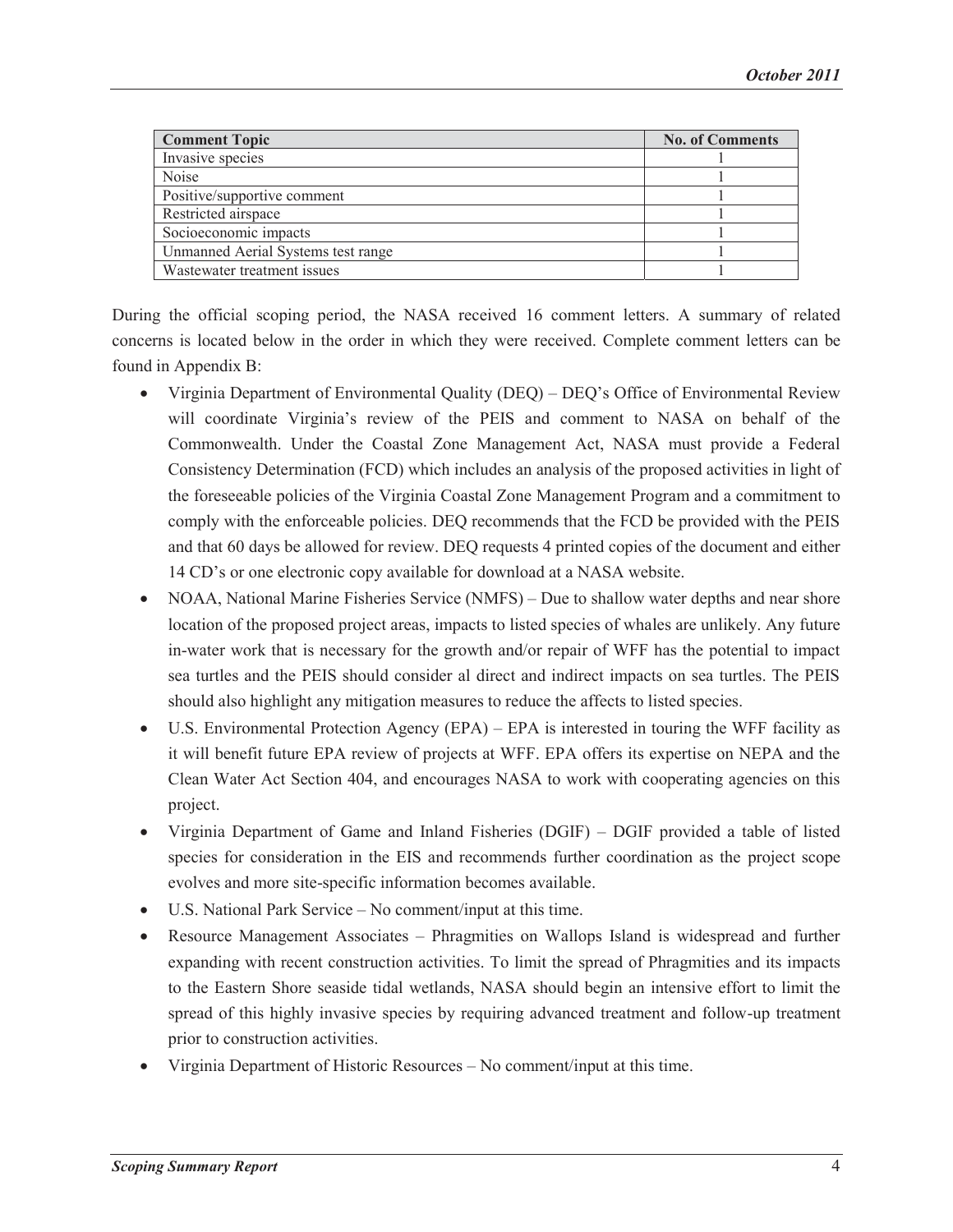| Comment Topic | No. of Comments |
| --- | --- |
| Invasive species | 1 |
| Noise | 1 |
| Positive/supportive comment | 1 |
| Restricted airspace | 1 |
| Socioeconomic impacts | 1 |
| Unmanned Aerial Systems test range | 1 |
| Wastewater treatment issues | 1 |

During the official scoping period, the NASA received 16 comment letters. A summary of related concerns is located below in the order in which they were received. Complete comment letters can be found in Appendix B:

- Virginia Department of Environmental Quality (DEQ) – DEQ's Office of Environmental Review will coordinate Virginia's review of the PEIS and comment to NASA on behalf of the Commonwealth. Under the Coastal Zone Management Act, NASA must provide a Federal Consistency Determination (FCD) which includes an analysis of the proposed activities in light of the foreseeable policies of the Virginia Coastal Zone Management Program and a commitment to comply with the enforceable policies. DEQ recommends that the FCD be provided with the PEIS and that 60 days be allowed for review. DEQ requests 4 printed copies of the document and either 14 CD's or one electronic copy available for download at a NASA website.
- NOAA, National Marine Fisheries Service (NMFS) – Due to shallow water depths and near shore location of the proposed project areas, impacts to listed species of whales are unlikely. Any future in-water work that is necessary for the growth and/or repair of WFF has the potential to impact sea turtles and the PEIS should consider al direct and indirect impacts on sea turtles. The PEIS should also highlight any mitigation measures to reduce the affects to listed species.
- U.S. Environmental Protection Agency (EPA) – EPA is interested in touring the WFF facility as it will benefit future EPA review of projects at WFF. EPA offers its expertise on NEPA and the Clean Water Act Section 404, and encourages NASA to work with cooperating agencies on this project.
- Virginia Department of Game and Inland Fisheries (DGIF) – DGIF provided a table of listed species for consideration in the EIS and recommends further coordination as the project scope evolves and more site-specific information becomes available.
- U.S. National Park Service – No comment/input at this time.
- Resource Management Associates – Phragmities on Wallops Island is widespread and further expanding with recent construction activities. To limit the spread of Phragmities and its impacts to the Eastern Shore seaside tidal wetlands, NASA should begin an intensive effort to limit the spread of this highly invasive species by requiring advanced treatment and follow-up treatment prior to construction activities.
- Virginia Department of Historic Resources – No comment/input at this time.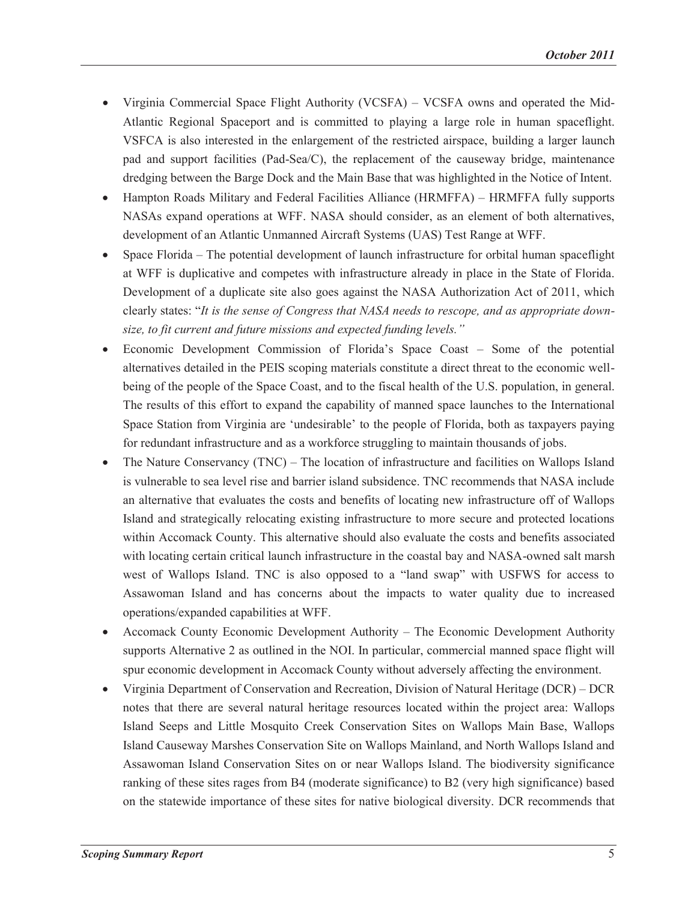- Virginia Commercial Space Flight Authority (VCSFA) – VCSFA owns and operated the Mid-Atlantic Regional Spaceport and is committed to playing a large role in human spaceflight. VSFCA is also interested in the enlargement of the restricted airspace, building a larger launch pad and support facilities (Pad-Sea/C), the replacement of the causeway bridge, maintenance dredging between the Barge Dock and the Main Base that was highlighted in the Notice of Intent.
- Hampton Roads Military and Federal Facilities Alliance (HRMFFA) – HRMFFA fully supports NASAs expand operations at WFF. NASA should consider, as an element of both alternatives, development of an Atlantic Unmanned Aircraft Systems (UAS) Test Range at WFF.
- Space Florida – The potential development of launch infrastructure for orbital human spaceflight at WFF is duplicative and competes with infrastructure already in place in the State of Florida. Development of a duplicate site also goes against the NASA Authorization Act of 2011, which clearly states: "*It is the sense of Congress that NASA needs to rescope, and as appropriate down-size, to fit current and future missions and expected funding levels.*"
- Economic Development Commission of Florida's Space Coast – Some of the potential alternatives detailed in the PEIS scoping materials constitute a direct threat to the economic well-being of the people of the Space Coast, and to the fiscal health of the U.S. population, in general. The results of this effort to expand the capability of manned space launches to the International Space Station from Virginia are 'undesirable' to the people of Florida, both as taxpayers paying for redundant infrastructure and as a workforce struggling to maintain thousands of jobs.
- The Nature Conservancy (TNC) – The location of infrastructure and facilities on Wallops Island is vulnerable to sea level rise and barrier island subsidence. TNC recommends that NASA include an alternative that evaluates the costs and benefits of locating new infrastructure off of Wallops Island and strategically relocating existing infrastructure to more secure and protected locations within Accomack County. This alternative should also evaluate the costs and benefits associated with locating certain critical launch infrastructure in the coastal bay and NASA-owned salt marsh west of Wallops Island. TNC is also opposed to a "land swap" with USFWS for access to Assawoman Island and has concerns about the impacts to water quality due to increased operations/expanded capabilities at WFF.
- Accomack County Economic Development Authority – The Economic Development Authority supports Alternative 2 as outlined in the NOI. In particular, commercial manned space flight will spur economic development in Accomack County without adversely affecting the environment.
- Virginia Department of Conservation and Recreation, Division of Natural Heritage (DCR) – DCR notes that there are several natural heritage resources located within the project area: Wallops Island Seeps and Little Mosquito Creek Conservation Sites on Wallops Main Base, Wallops Island Causeway Marshes Conservation Site on Wallops Mainland, and North Wallops Island and Assawoman Island Conservation Sites on or near Wallops Island. The biodiversity significance ranking of these sites rages from B4 (moderate significance) to B2 (very high significance) based on the statewide importance of these sites for native biological diversity. DCR recommends that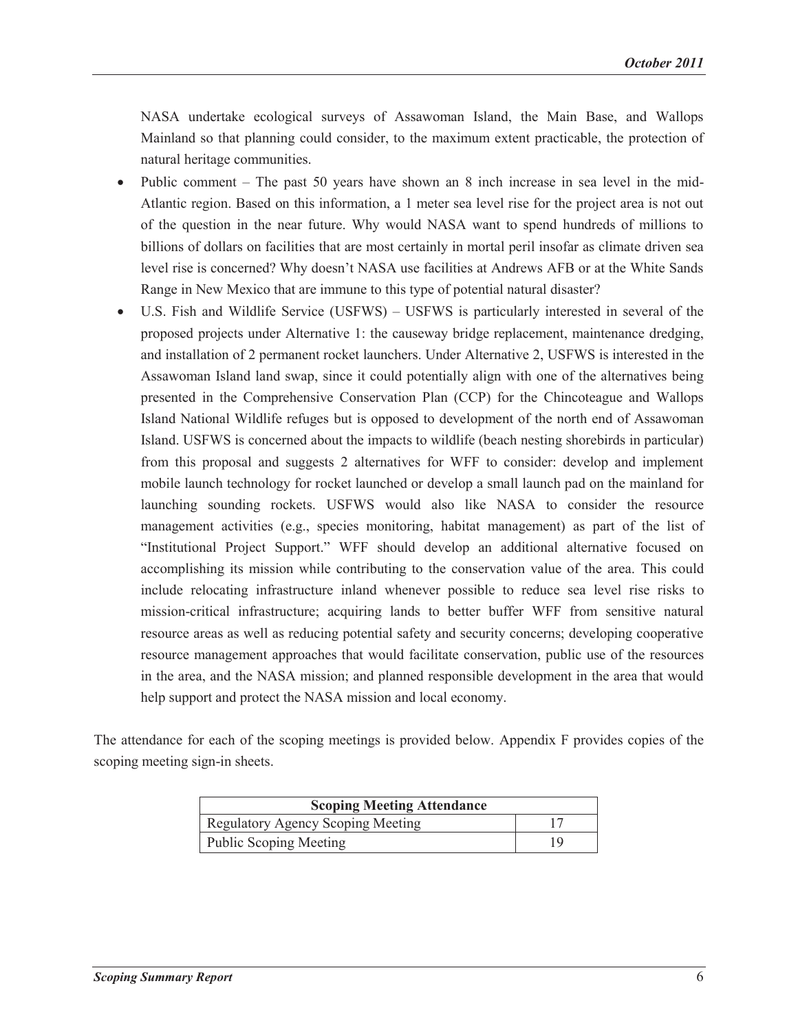NASA undertake ecological surveys of Assawoman Island, the Main Base, and Wallops Mainland so that planning could consider, to the maximum extent practicable, the protection of natural heritage communities.

- Public comment – The past 50 years have shown an 8 inch increase in sea level in the mid-Atlantic region. Based on this information, a 1 meter sea level rise for the project area is not out of the question in the near future. Why would NASA want to spend hundreds of millions to billions of dollars on facilities that are most certainly in mortal peril insofar as climate driven sea level rise is concerned? Why doesn't NASA use facilities at Andrews AFB or at the White Sands Range in New Mexico that are immune to this type of potential natural disaster?
- U.S. Fish and Wildlife Service (USFWS) – USFWS is particularly interested in several of the proposed projects under Alternative 1: the causeway bridge replacement, maintenance dredging, and installation of 2 permanent rocket launchers. Under Alternative 2, USFWS is interested in the Assawoman Island land swap, since it could potentially align with one of the alternatives being presented in the Comprehensive Conservation Plan (CCP) for the Chincoteague and Wallops Island National Wildlife refuges but is opposed to development of the north end of Assawoman Island. USFWS is concerned about the impacts to wildlife (beach nesting shorebirds in particular) from this proposal and suggests 2 alternatives for WFF to consider: develop and implement mobile launch technology for rocket launched or develop a small launch pad on the mainland for launching sounding rockets. USFWS would also like NASA to consider the resource management activities (e.g., species monitoring, habitat management) as part of the list of "Institutional Project Support." WFF should develop an additional alternative focused on accomplishing its mission while contributing to the conservation value of the area. This could include relocating infrastructure inland whenever possible to reduce sea level rise risks to mission-critical infrastructure; acquiring lands to better buffer WFF from sensitive natural resource areas as well as reducing potential safety and security concerns; developing cooperative resource management approaches that would facilitate conservation, public use of the resources in the area, and the NASA mission; and planned responsible development in the area that would help support and protect the NASA mission and local economy.

The attendance for each of the scoping meetings is provided below. Appendix F provides copies of the scoping meeting sign-in sheets.

| Scoping Meeting Attendance | |
|---|---|
| Regulatory Agency Scoping Meeting | 17 |
| Public Scoping Meeting | 19 |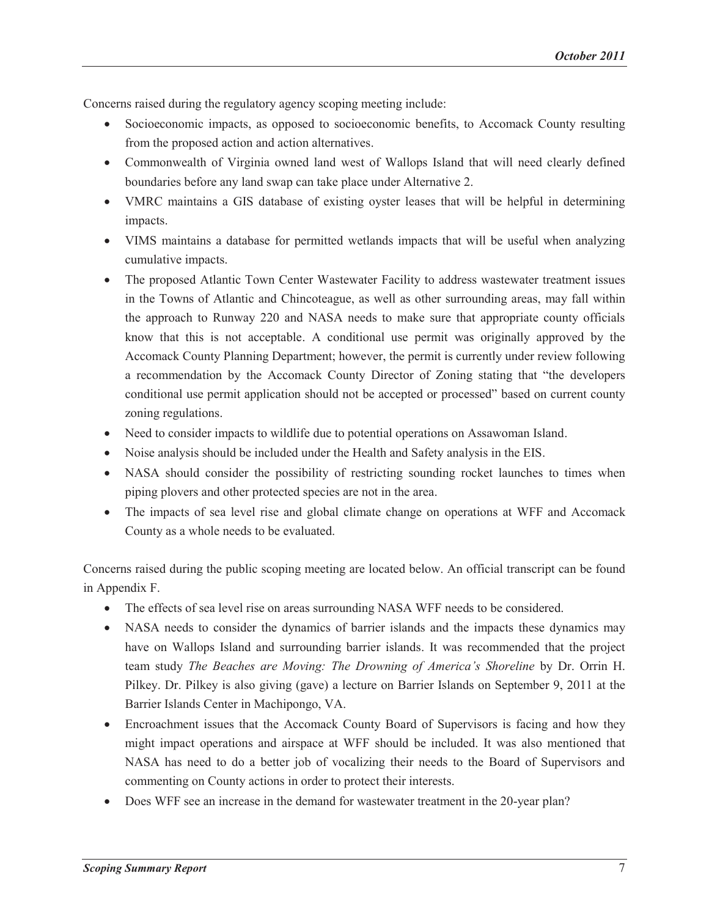Concerns raised during the regulatory agency scoping meeting include:

- Socioeconomic impacts, as opposed to socioeconomic benefits, to Accomack County resulting from the proposed action and action alternatives.
- Commonwealth of Virginia owned land west of Wallops Island that will need clearly defined boundaries before any land swap can take place under Alternative 2.
- VMRC maintains a GIS database of existing oyster leases that will be helpful in determining impacts.
- VIMS maintains a database for permitted wetlands impacts that will be useful when analyzing cumulative impacts.
- The proposed Atlantic Town Center Wastewater Facility to address wastewater treatment issues in the Towns of Atlantic and Chincoteague, as well as other surrounding areas, may fall within the approach to Runway 220 and NASA needs to make sure that appropriate county officials know that this is not acceptable. A conditional use permit was originally approved by the Accomack County Planning Department; however, the permit is currently under review following a recommendation by the Accomack County Director of Zoning stating that "the developers conditional use permit application should not be accepted or processed" based on current county zoning regulations.
- Need to consider impacts to wildlife due to potential operations on Assawoman Island.
- Noise analysis should be included under the Health and Safety analysis in the EIS.
- NASA should consider the possibility of restricting sounding rocket launches to times when piping plovers and other protected species are not in the area.
- The impacts of sea level rise and global climate change on operations at WFF and Accomack County as a whole needs to be evaluated.

Concerns raised during the public scoping meeting are located below. An official transcript can be found in Appendix F.

- The effects of sea level rise on areas surrounding NASA WFF needs to be considered.
- NASA needs to consider the dynamics of barrier islands and the impacts these dynamics may have on Wallops Island and surrounding barrier islands. It was recommended that the project team study *The Beaches are Moving: The Drowning of America's Shoreline* by Dr. Orrin H. Pilkey. Dr. Pilkey is also giving (gave) a lecture on Barrier Islands on September 9, 2011 at the Barrier Islands Center in Machipongo, VA.
- Encroachment issues that the Accomack County Board of Supervisors is facing and how they might impact operations and airspace at WFF should be included. It was also mentioned that NASA has need to do a better job of vocalizing their needs to the Board of Supervisors and commenting on County actions in order to protect their interests.
- Does WFF see an increase in the demand for wastewater treatment in the 20-year plan?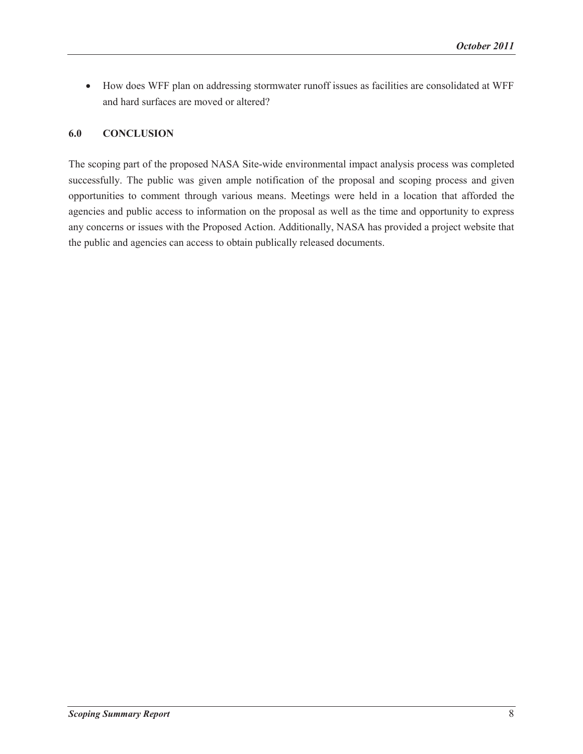- How does WFF plan on addressing stormwater runoff issues as facilities are consolidated at WFF and hard surfaces are moved or altered?

## 6.0 CONCLUSION

The scoping part of the proposed NASA Site-wide environmental impact analysis process was completed successfully. The public was given ample notification of the proposal and scoping process and given opportunities to comment through various means. Meetings were held in a location that afforded the agencies and public access to information on the proposal as well as the time and opportunity to express any concerns or issues with the Proposed Action. Additionally, NASA has provided a project website that the public and agencies can access to obtain publically released documents.